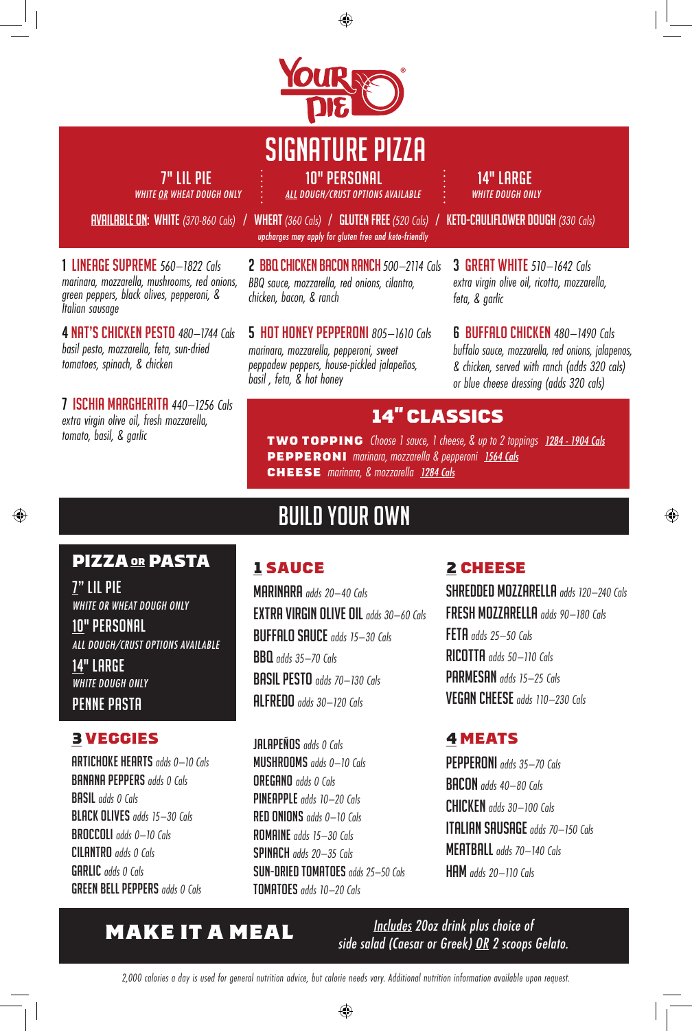# SIGNATURE PIZZA

**7" LIL PIE** — *WHITE OR WHEAT DOUGH ONLY*

**10" PERSONAL** — *ALL DOUGH/CRUST OPTIONS AVAILABLE*

**14" LARGE** — *WHITE DOUGH ONLY*

**AVAILABLE ON:** **WHITE** *(370-860 Cals)* / **WHEAT** *(360 Cals)* / **GLUTEN FREE** *(520 Cals)* / **KETO-CAULIFLOWER DOUGH** *(330 Cals)*

*upcharges may apply for gluten free and keto-friendly*

**1 LINEAGE SUPREME** *560–1822 Cals*
*marinara, mozzarella, mushrooms, red onions, green peppers, black olives, pepperoni, & Italian sausage*

**2 BBQ CHICKEN BACON RANCH** *500–2114 Cals*
*BBQ sauce, mozzarella, red onions, cilantro, chicken, bacon, & ranch*

**3 GREAT WHITE** *510–1642 Cals*
*extra virgin olive oil, ricotta, mozzarella, feta, & garlic*

**4 NAT'S CHICKEN PESTO** *480–1744 Cals*
*basil pesto, mozzarella, feta, sun-dried tomatoes, spinach, & chicken*

**5 HOT HONEY PEPPERONI** *805–1610 Cals*
*marinara, mozzarella, pepperoni, sweet peppadew peppers, house-pickled jalapeños, basil , feta, & hot honey*

**6 BUFFALO CHICKEN** *480–1490 Cals*
*buffalo sauce, mozzarella, red onions, jalapenos, & chicken, served with ranch (adds 320 cals) or blue cheese dressing (adds 320 cals)*

**7 ISCHIA MARGHERITA** *440–1256 Cals*
*extra virgin olive oil, fresh mozzarella, tomato, basil, & garlic*

## 14" CLASSICS

**TWO TOPPING** *Choose 1 sauce, 1 cheese, & up to 2 toppings* *1284 - 1904 Cals*

**PEPPERONI** *marinara, mozzarella & pepperoni* *1564 Cals*

**CHEESE** *marinara, & mozzarella* *1284 Cals*

# BUILD YOUR OWN

## PIZZA OR PASTA

**7" LIL PIE**
*WHITE OR WHEAT DOUGH ONLY*

**10" PERSONAL**
*ALL DOUGH/CRUST OPTIONS AVAILABLE*

**14" LARGE**
*WHITE DOUGH ONLY*

**PENNE PASTA**

## 1 SAUCE

- **MARINARA** *adds 20–40 Cals*
- **EXTRA VIRGIN OLIVE OIL** *adds 30–60 Cals*
- **BUFFALO SAUCE** *adds 15–30 Cals*
- **BBQ** *adds 35–70 Cals*
- **BASIL PESTO** *adds 70–130 Cals*
- **ALFREDO** *adds 30–120 Cals*

## 2 CHEESE

- **SHREDDED MOZZARELLA** *adds 120–240 Cals*
- **FRESH MOZZARELLA** *adds 90–180 Cals*
- **FETA** *adds 25–50 Cals*
- **RICOTTA** *adds 50–110 Cals*
- **PARMESAN** *adds 15–25 Cals*
- **VEGAN CHEESE** *adds 110–230 Cals*

## 3 VEGGIES

- **ARTICHOKE HEARTS** *adds 0–10 Cals*
- **BANANA PEPPERS** *adds 0 Cals*
- **BASIL** *adds 0 Cals*
- **BLACK OLIVES** *adds 15–30 Cals*
- **BROCCOLI** *adds 0–10 Cals*
- **CILANTRO** *adds 0 Cals*
- **GARLIC** *adds 0 Cals*
- **GREEN BELL PEPPERS** *adds 0 Cals*
- **JALAPEÑOS** *adds 0 Cals*
- **MUSHROOMS** *adds 0–10 Cals*
- **OREGANO** *adds 0 Cals*
- **PINEAPPLE** *adds 10–20 Cals*
- **RED ONIONS** *adds 0–10 Cals*
- **ROMAINE** *adds 15–30 Cals*
- **SPINACH** *adds 20–35 Cals*
- **SUN-DRIED TOMATOES** *adds 25–50 Cals*
- **TOMATOES** *adds 10–20 Cals*

## 4 MEATS

- **PEPPERONI** *adds 35–70 Cals*
- **BACON** *adds 40–80 Cals*
- **CHICKEN** *adds 30–100 Cals*
- **ITALIAN SAUSAGE** *adds 70–150 Cals*
- **MEATBALL** *adds 70–140 Cals*
- **HAM** *adds 20–110 Cals*

## MAKE IT A MEAL

*Includes 20oz drink plus choice of side salad (Caesar or Greek) OR 2 scoops Gelato.*

*2,000 calories a day is used for general nutrition advice, but calorie needs vary. Additional nutrition information available upon request.*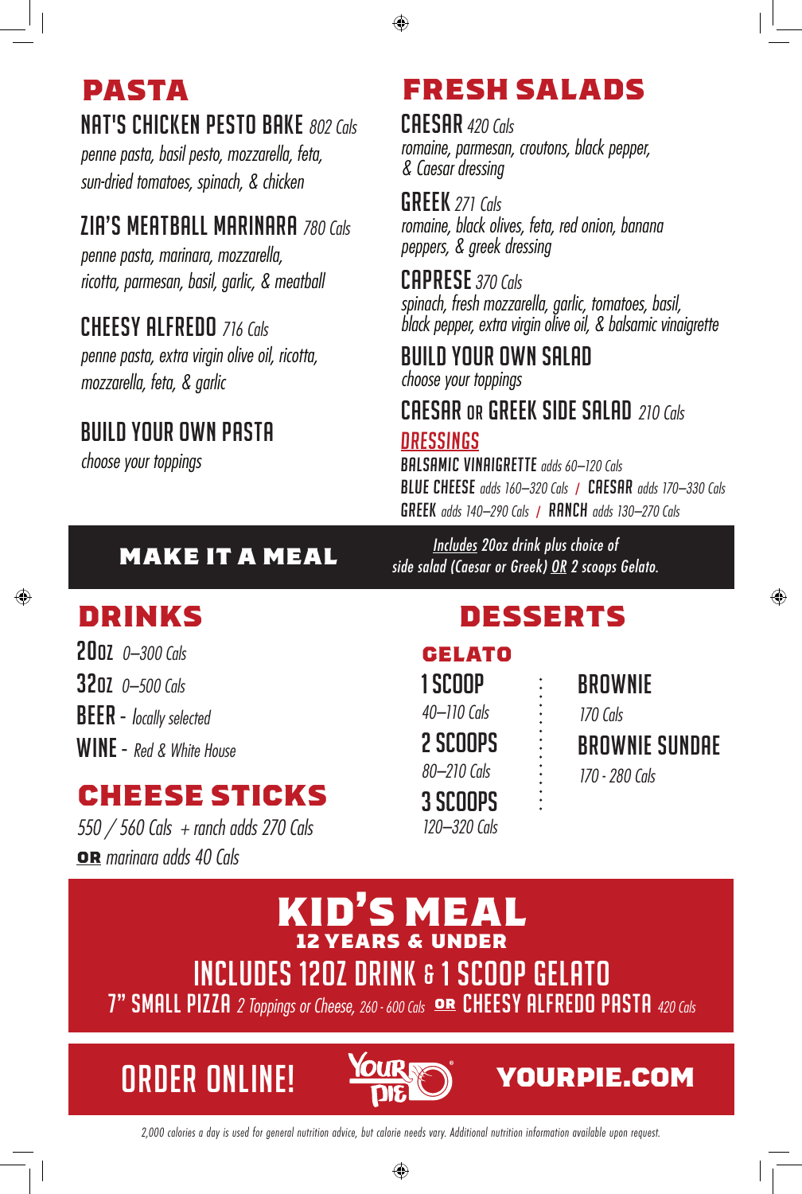# PASTA

## NAT'S CHICKEN PESTO BAKE *802 Cals*

*penne pasta, basil pesto, mozzarella, feta, sun-dried tomatoes, spinach, & chicken*

## ZIA'S MEATBALL MARINARA *780 Cals*

*penne pasta, marinara, mozzarella, ricotta, parmesan, basil, garlic, & meatball*

## CHEESY ALFREDO *716 Cals*

*penne pasta, extra virgin olive oil, ricotta, mozzarella, feta, & garlic*

## BUILD YOUR OWN PASTA

*choose your toppings*

# FRESH SALADS

## CAESAR *420 Cals*

*romaine, parmesan, croutons, black pepper, & Caesar dressing*

## GREEK *271 Cals*

*romaine, black olives, feta, red onion, banana peppers, & greek dressing*

## CAPRESE *370 Cals*

*spinach, fresh mozzarella, garlic, tomatoes, basil, black pepper, extra virgin olive oil, & balsamic vinaigrette*

## BUILD YOUR OWN SALAD

*choose your toppings*

## CAESAR OR GREEK SIDE SALAD *210 Cals*

### DRESSINGS

BALSAMIC VINAIGRETTE *adds 60–120 Cals*
BLUE CHEESE *adds 160–320 Cals* / CAESAR *adds 170–330 Cals*
GREEK *adds 140–290 Cals* / RANCH *adds 130–270 Cals*

# MAKE IT A MEAL

*Includes 20oz drink plus choice of side salad (Caesar or Greek) OR 2 scoops Gelato.*

# DRINKS

20OZ *0–300 Cals*
32OZ *0–500 Cals*
BEER - *locally selected*
WINE - *Red & White House*

# CHEESE STICKS

*550 / 560 Cals + ranch adds 270 Cals*
**OR** *marinara adds 40 Cals*

# DESSERTS

## GELATO

1 SCOOP *40–110 Cals*
2 SCOOPS *80–210 Cals*
3 SCOOPS *120–320 Cals*

BROWNIE *170 Cals*
BROWNIE SUNDAE *170 - 280 Cals*

# KID'S MEAL

## 12 YEARS & UNDER

INCLUDES 12OZ DRINK & 1 SCOOP GELATO

7" SMALL PIZZA *2 Toppings or Cheese, 260 - 600 Cals* **OR** CHEESY ALFREDO PASTA *420 Cals*

ORDER ONLINE! YOUR PIE YOURPIE.COM

*2,000 calories a day is used for general nutrition advice, but calorie needs vary. Additional nutrition information available upon request.*